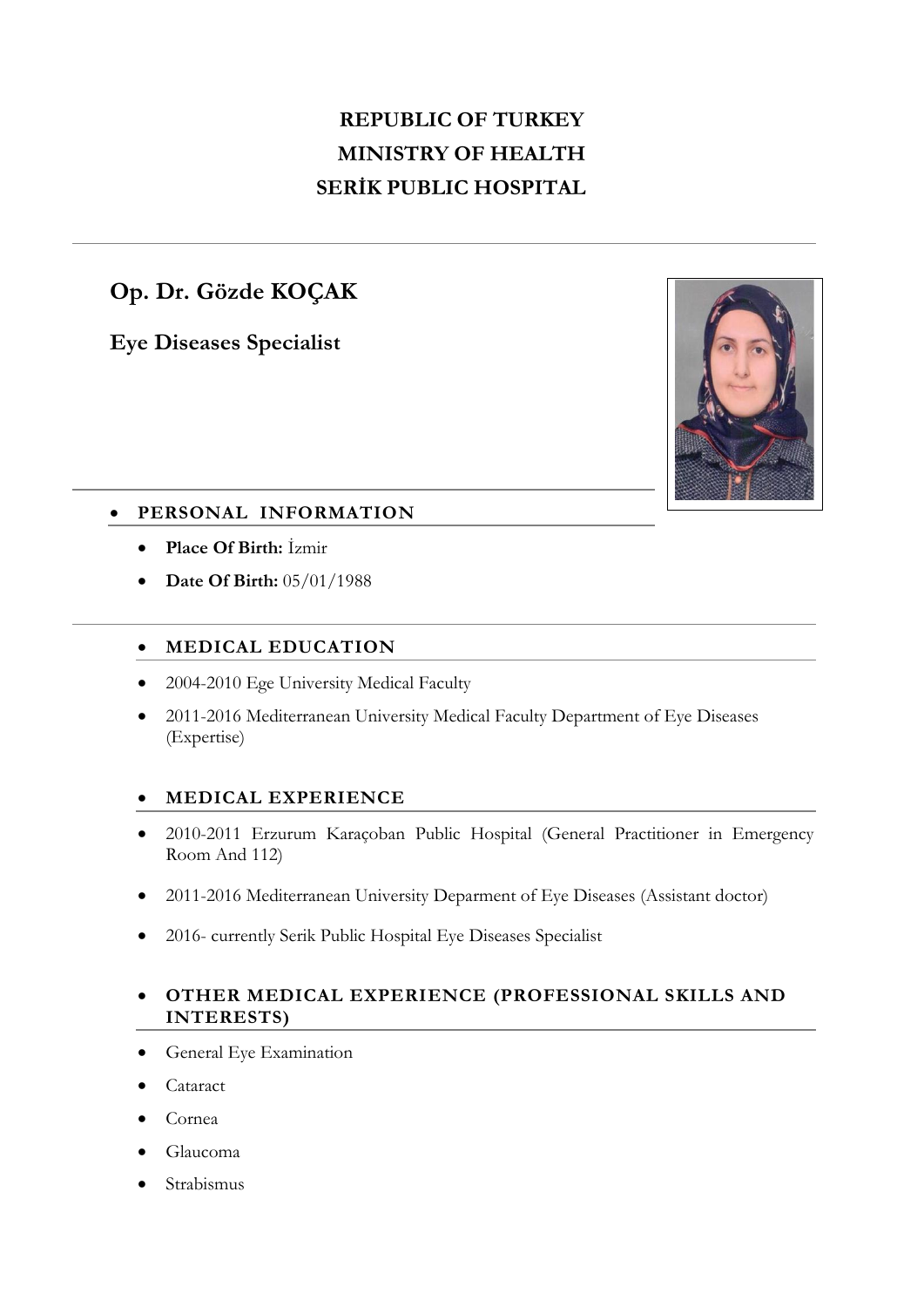**REPUBLIC OF TURKEY**
**MINISTRY OF HEALTH**
**SERİK PUBLIC HOSPITAL**

---

# Op. Dr. Gözde KOÇAK

## Eye Diseases Specialist

### PERSONAL INFORMATION

- **Place Of Birth:** İzmir
- **Date Of Birth:** 05/01/1988

---

### MEDICAL EDUCATION

- 2004-2010 Ege University Medical Faculty
- 2011-2016 Mediterranean University Medical Faculty Department of Eye Diseases (Expertise)

### MEDICAL EXPERIENCE

- 2010-2011 Erzurum Karaçoban Public Hospital (General Practitioner in Emergency Room And 112)
- 2011-2016 Mediterranean University Deparment of Eye Diseases (Assistant doctor)
- 2016- currently Serik Public Hospital Eye Diseases Specialist

### OTHER MEDICAL EXPERIENCE (PROFESSIONAL SKILLS AND INTERESTS)

- General Eye Examination
- Cataract
- Cornea
- Glaucoma
- Strabismus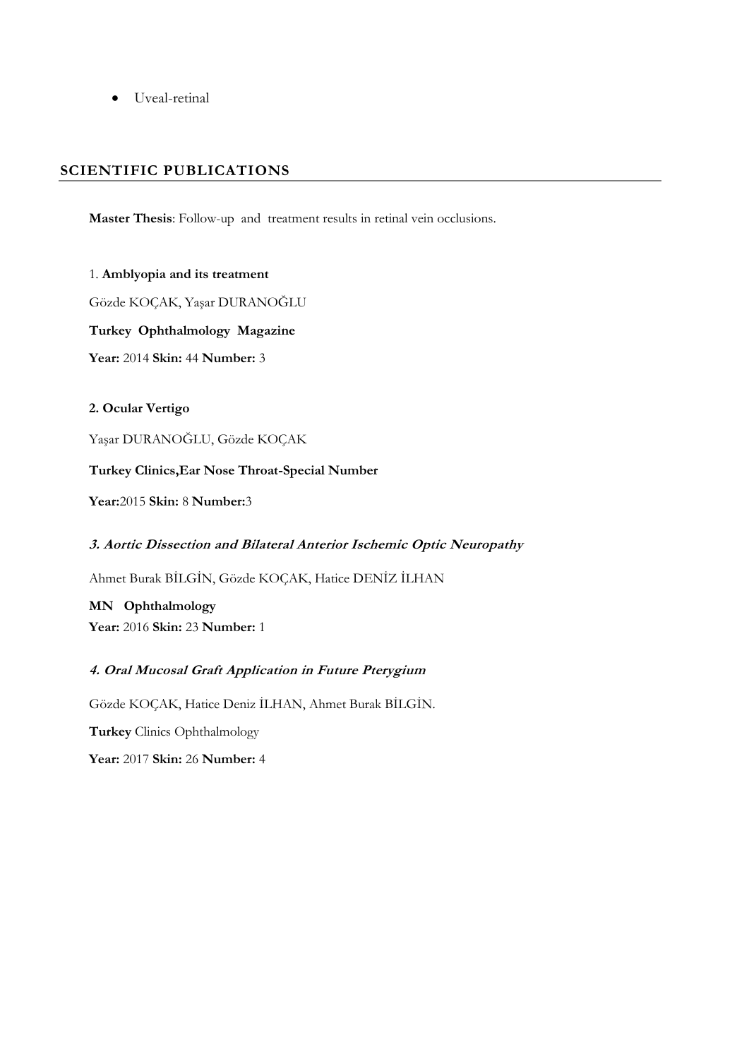- Uveal-retinal

## SCIENTIFIC PUBLICATIONS

**Master Thesis**: Follow-up and treatment results in retinal vein occlusions.

1. **Amblyopia and its treatment**

Gözde KOÇAK, Yaşar DURANOĞLU

**Turkey Ophthalmology Magazine**

**Year:** 2014 **Skin:** 44 **Number:** 3

**2. Ocular Vertigo**

Yaşar DURANOĞLU, Gözde KOÇAK

**Turkey Clinics,Ear Nose Throat-Special Number**

**Year:**2015 **Skin:** 8 **Number:**3

***3. Aortic Dissection and Bilateral Anterior Ischemic Optic Neuropathy***

Ahmet Burak BİLGİN, Gözde KOÇAK, Hatice DENİZ İLHAN

**MN Ophthalmology**

**Year:** 2016 **Skin:** 23 **Number:** 1

***4. Oral Mucosal Graft Application in Future Pterygium***

Gözde KOÇAK, Hatice Deniz İLHAN, Ahmet Burak BİLGİN.

**Turkey** Clinics Ophthalmology

**Year:** 2017 **Skin:** 26 **Number:** 4